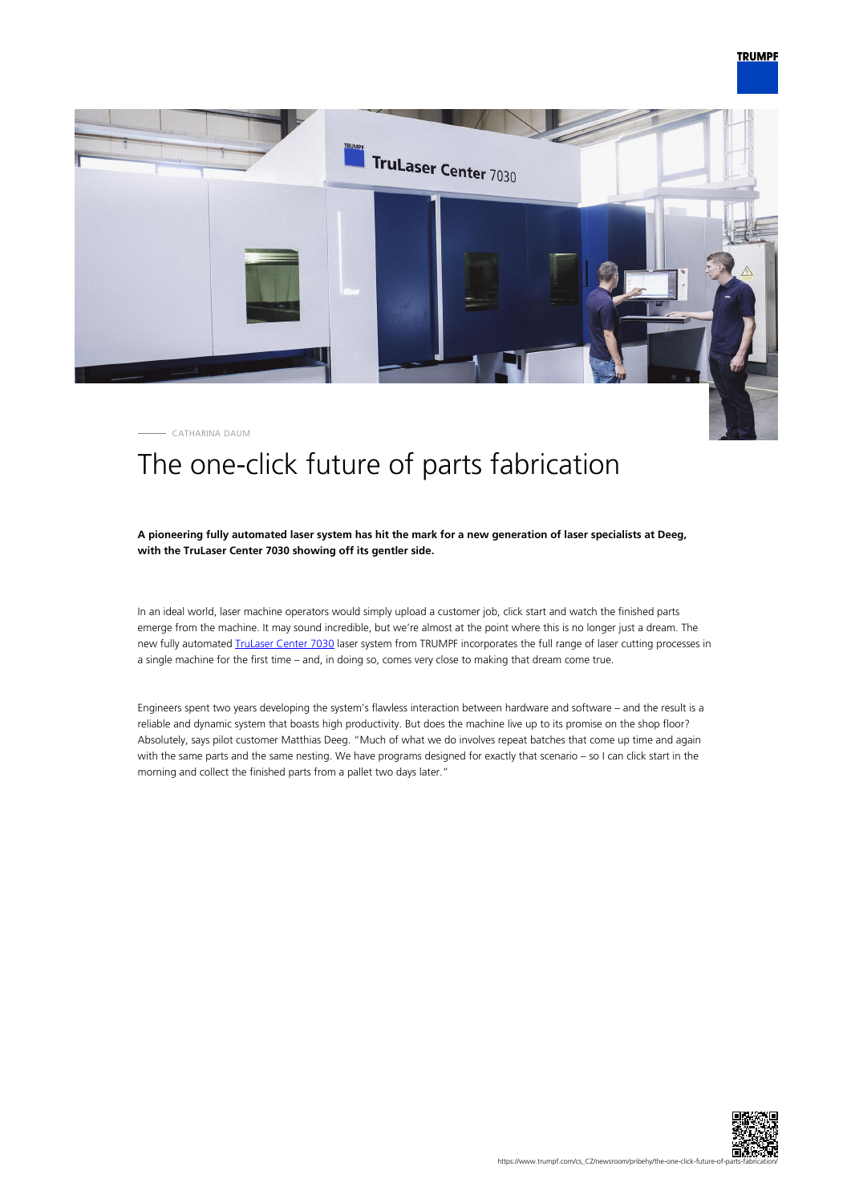CATHARINA DAUM

# The one-click future of parts fabrication

**A pioneering fully automated laser system has hit the mark for a new generation of laser specialists at Deeg, with the TruLaser Center 7030 showing off its gentler side.**

In an ideal world, laser machine operators would simply upload a customer job, click start and watch the finished parts emerge from the machine. It may sound incredible, but we're almost at the point where this is no longer just a dream. The new fully automated TruLaser Center 7030 laser system from TRUMPF incorporates the full range of laser cutting processes in a single machine for the first time – and, in doing so, comes very close to making that dream come true.

Engineers spent two years developing the system's flawless interaction between hardware and software – and the result is a reliable and dynamic system that boasts high productivity. But does the machine live up to its promise on the shop floor? Absolutely, says pilot customer Matthias Deeg. "Much of what we do involves repeat batches that come up time and again with the same parts and the same nesting. We have programs designed for exactly that scenario – so I can click start in the morning and collect the finished parts from a pallet two days later."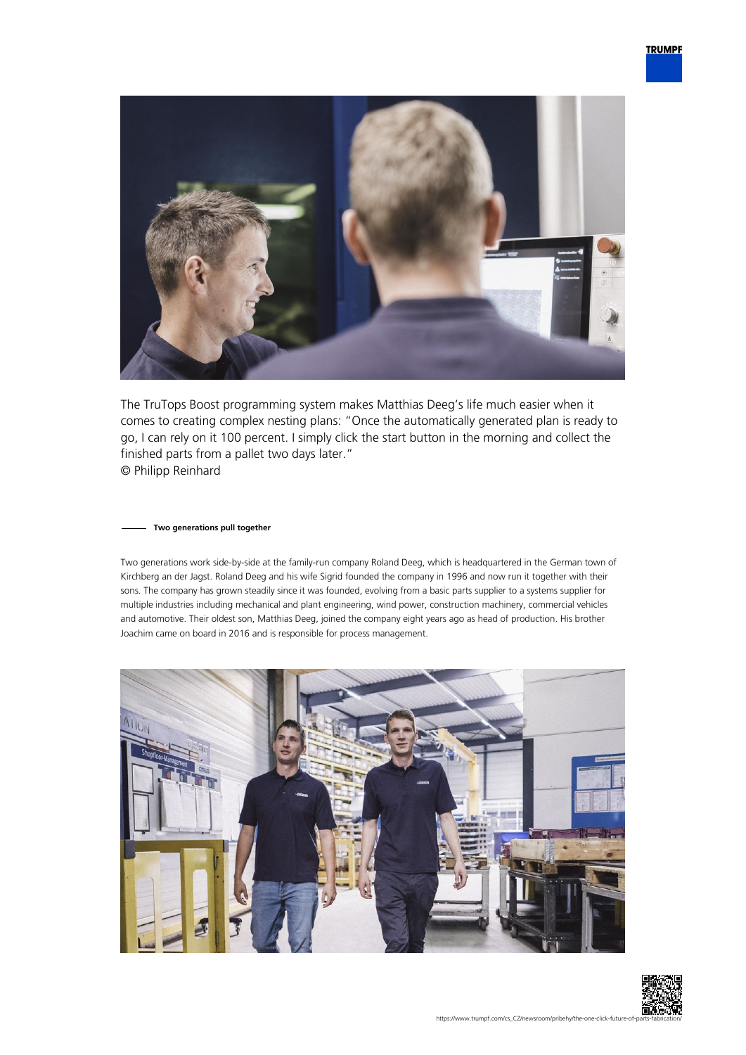The TruTops Boost programming system makes Matthias Deeg's life much easier when it comes to creating complex nesting plans: "Once the automatically generated plan is ready to go, I can rely on it 100 percent. I simply click the start button in the morning and collect the finished parts from a pallet two days later."
© Philipp Reinhard

## Two generations pull together

Two generations work side-by-side at the family-run company Roland Deeg, which is headquartered in the German town of Kirchberg an der Jagst. Roland Deeg and his wife Sigrid founded the company in 1996 and now run it together with their sons. The company has grown steadily since it was founded, evolving from a basic parts supplier to a systems supplier for multiple industries including mechanical and plant engineering, wind power, construction machinery, commercial vehicles and automotive. Their oldest son, Matthias Deeg, joined the company eight years ago as head of production. His brother Joachim came on board in 2016 and is responsible for process management.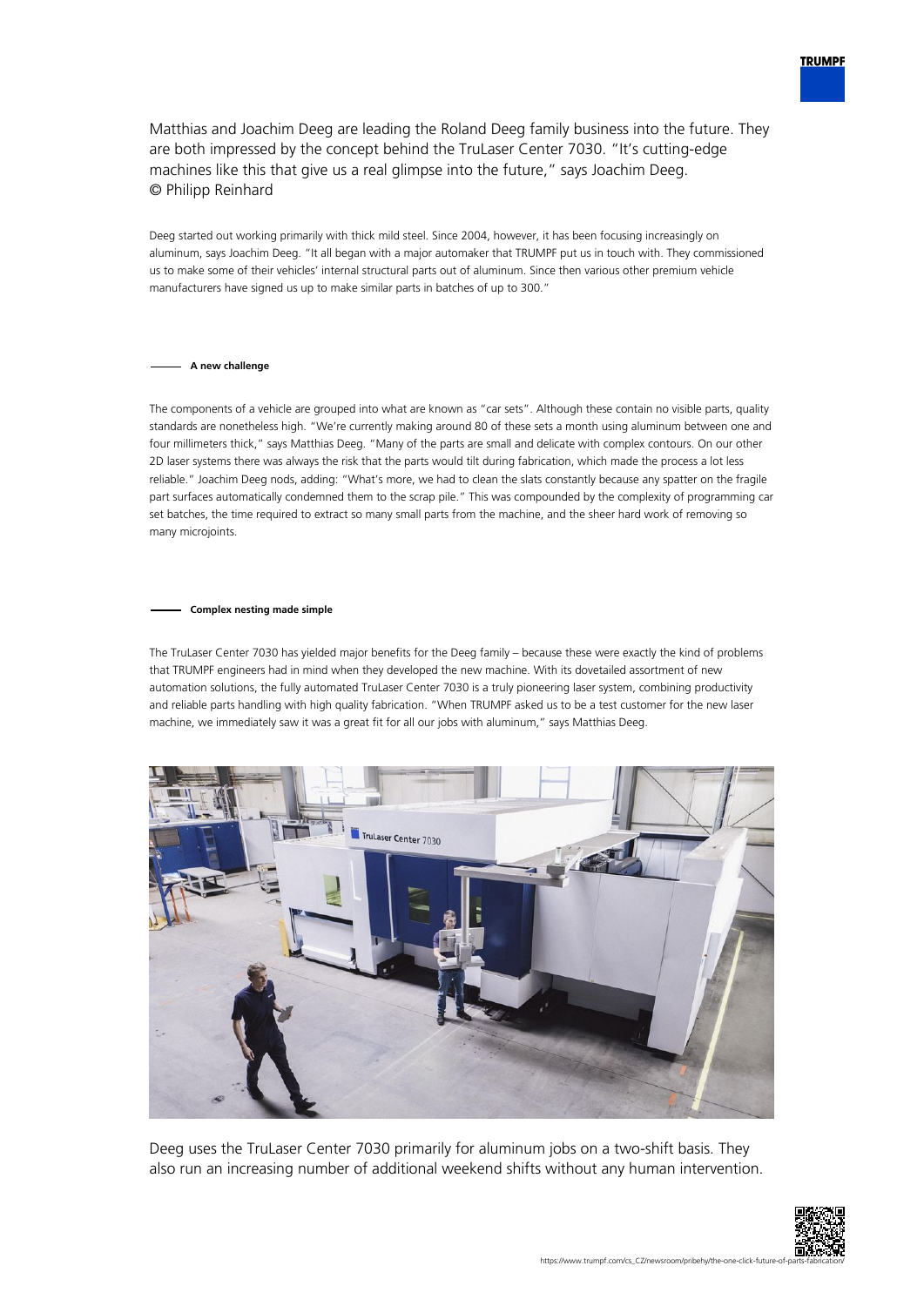Matthias and Joachim Deeg are leading the Roland Deeg family business into the future. They are both impressed by the concept behind the TruLaser Center 7030. "It's cutting-edge machines like this that give us a real glimpse into the future," says Joachim Deeg. © Philipp Reinhard

Deeg started out working primarily with thick mild steel. Since 2004, however, it has been focusing increasingly on aluminum, says Joachim Deeg. "It all began with a major automaker that TRUMPF put us in touch with. They commissioned us to make some of their vehicles' internal structural parts out of aluminum. Since then various other premium vehicle manufacturers have signed us up to make similar parts in batches of up to 300."

#### A new challenge

The components of a vehicle are grouped into what are known as "car sets". Although these contain no visible parts, quality standards are nonetheless high. "We're currently making around 80 of these sets a month using aluminum between one and four millimeters thick," says Matthias Deeg. "Many of the parts are small and delicate with complex contours. On our other 2D laser systems there was always the risk that the parts would tilt during fabrication, which made the process a lot less reliable." Joachim Deeg nods, adding: "What's more, we had to clean the slats constantly because any spatter on the fragile part surfaces automatically condemned them to the scrap pile." This was compounded by the complexity of programming car set batches, the time required to extract so many small parts from the machine, and the sheer hard work of removing so many microjoints.

#### Complex nesting made simple

The TruLaser Center 7030 has yielded major benefits for the Deeg family – because these were exactly the kind of problems that TRUMPF engineers had in mind when they developed the new machine. With its dovetailed assortment of new automation solutions, the fully automated TruLaser Center 7030 is a truly pioneering laser system, combining productivity and reliable parts handling with high quality fabrication. "When TRUMPF asked us to be a test customer for the new laser machine, we immediately saw it was a great fit for all our jobs with aluminum," says Matthias Deeg.

Deeg uses the TruLaser Center 7030 primarily for aluminum jobs on a two-shift basis. They also run an increasing number of additional weekend shifts without any human intervention.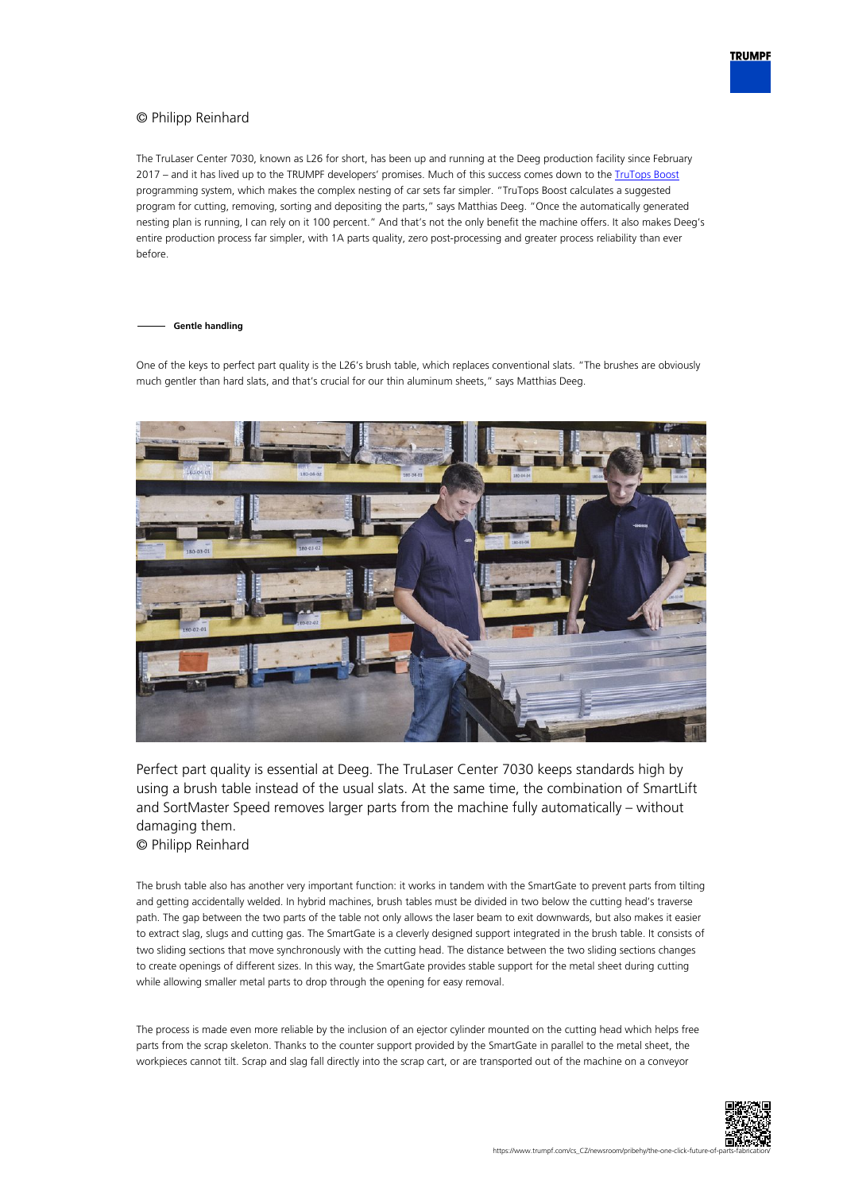© Philipp Reinhard

The TruLaser Center 7030, known as L26 for short, has been up and running at the Deeg production facility since February 2017 – and it has lived up to the TRUMPF developers' promises. Much of this success comes down to the TruTops Boost programming system, which makes the complex nesting of car sets far simpler. "TruTops Boost calculates a suggested program for cutting, removing, sorting and depositing the parts," says Matthias Deeg. "Once the automatically generated nesting plan is running, I can rely on it 100 percent." And that's not the only benefit the machine offers. It also makes Deeg's entire production process far simpler, with 1A parts quality, zero post-processing and greater process reliability than ever before.

### Gentle handling

One of the keys to perfect part quality is the L26's brush table, which replaces conventional slats. "The brushes are obviously much gentler than hard slats, and that's crucial for our thin aluminum sheets," says Matthias Deeg.

Perfect part quality is essential at Deeg. The TruLaser Center 7030 keeps standards high by using a brush table instead of the usual slats. At the same time, the combination of SmartLift and SortMaster Speed removes larger parts from the machine fully automatically – without damaging them.
© Philipp Reinhard

The brush table also has another very important function: it works in tandem with the SmartGate to prevent parts from tilting and getting accidentally welded. In hybrid machines, brush tables must be divided in two below the cutting head's traverse path. The gap between the two parts of the table not only allows the laser beam to exit downwards, but also makes it easier to extract slag, slugs and cutting gas. The SmartGate is a cleverly designed support integrated in the brush table. It consists of two sliding sections that move synchronously with the cutting head. The distance between the two sliding sections changes to create openings of different sizes. In this way, the SmartGate provides stable support for the metal sheet during cutting while allowing smaller metal parts to drop through the opening for easy removal.

The process is made even more reliable by the inclusion of an ejector cylinder mounted on the cutting head which helps free parts from the scrap skeleton. Thanks to the counter support provided by the SmartGate in parallel to the metal sheet, the workpieces cannot tilt. Scrap and slag fall directly into the scrap cart, or are transported out of the machine on a conveyor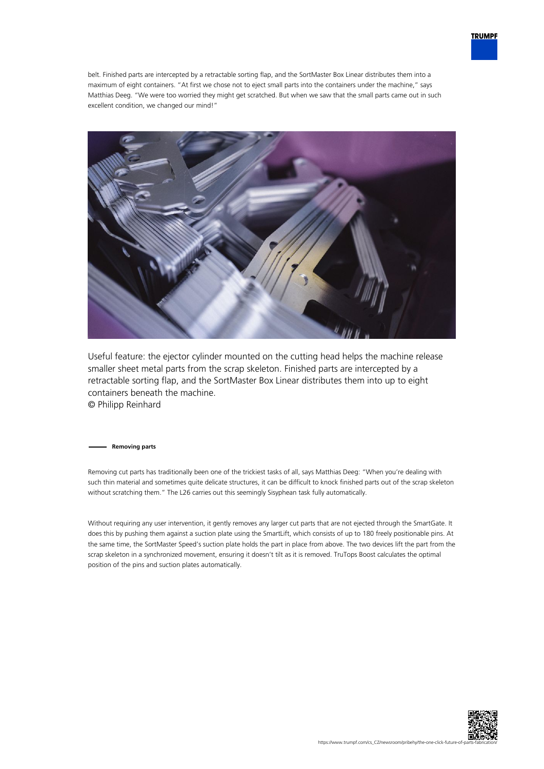belt. Finished parts are intercepted by a retractable sorting flap, and the SortMaster Box Linear distributes them into a maximum of eight containers. "At first we chose not to eject small parts into the containers under the machine," says Matthias Deeg. "We were too worried they might get scratched. But when we saw that the small parts came out in such excellent condition, we changed our mind!"

Useful feature: the ejector cylinder mounted on the cutting head helps the machine release smaller sheet metal parts from the scrap skeleton. Finished parts are intercepted by a retractable sorting flap, and the SortMaster Box Linear distributes them into up to eight containers beneath the machine.
© Philipp Reinhard

**Removing parts**

Removing cut parts has traditionally been one of the trickiest tasks of all, says Matthias Deeg: "When you're dealing with such thin material and sometimes quite delicate structures, it can be difficult to knock finished parts out of the scrap skeleton without scratching them." The L26 carries out this seemingly Sisyphean task fully automatically.

Without requiring any user intervention, it gently removes any larger cut parts that are not ejected through the SmartGate. It does this by pushing them against a suction plate using the SmartLift, which consists of up to 180 freely positionable pins. At the same time, the SortMaster Speed's suction plate holds the part in place from above. The two devices lift the part from the scrap skeleton in a synchronized movement, ensuring it doesn't tilt as it is removed. TruTops Boost calculates the optimal position of the pins and suction plates automatically.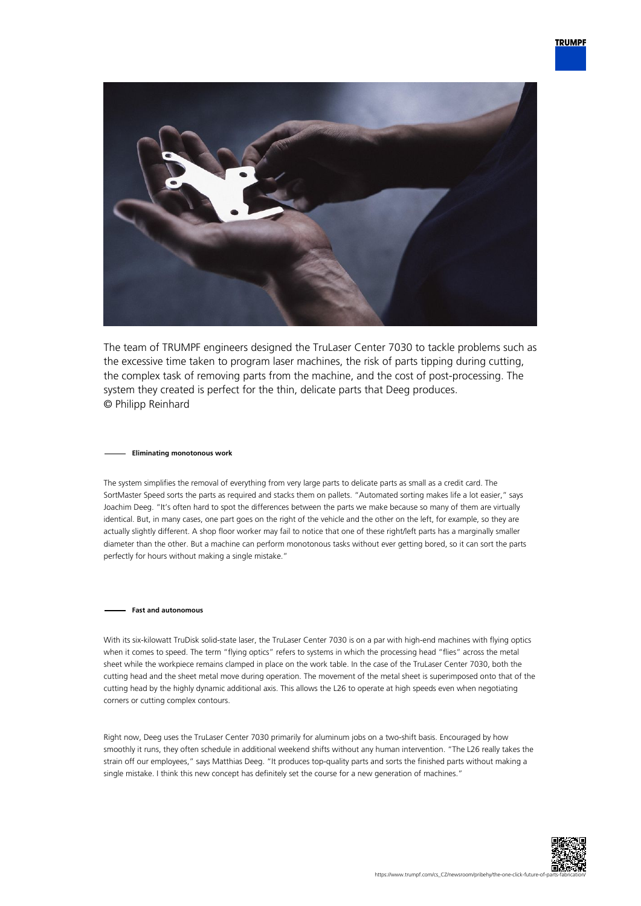The team of TRUMPF engineers designed the TruLaser Center 7030 to tackle problems such as the excessive time taken to program laser machines, the risk of parts tipping during cutting, the complex task of removing parts from the machine, and the cost of post-processing. The system they created is perfect for the thin, delicate parts that Deeg produces. © Philipp Reinhard

#### Eliminating monotonous work

The system simplifies the removal of everything from very large parts to delicate parts as small as a credit card. The SortMaster Speed sorts the parts as required and stacks them on pallets. "Automated sorting makes life a lot easier," says Joachim Deeg. "It's often hard to spot the differences between the parts we make because so many of them are virtually identical. But, in many cases, one part goes on the right of the vehicle and the other on the left, for example, so they are actually slightly different. A shop floor worker may fail to notice that one of these right/left parts has a marginally smaller diameter than the other. But a machine can perform monotonous tasks without ever getting bored, so it can sort the parts perfectly for hours without making a single mistake."

#### Fast and autonomous

With its six-kilowatt TruDisk solid-state laser, the TruLaser Center 7030 is on a par with high-end machines with flying optics when it comes to speed. The term "flying optics" refers to systems in which the processing head "flies" across the metal sheet while the workpiece remains clamped in place on the work table. In the case of the TruLaser Center 7030, both the cutting head and the sheet metal move during operation. The movement of the metal sheet is superimposed onto that of the cutting head by the highly dynamic additional axis. This allows the L26 to operate at high speeds even when negotiating corners or cutting complex contours.

Right now, Deeg uses the TruLaser Center 7030 primarily for aluminum jobs on a two-shift basis. Encouraged by how smoothly it runs, they often schedule in additional weekend shifts without any human intervention. "The L26 really takes the strain off our employees," says Matthias Deeg. "It produces top-quality parts and sorts the finished parts without making a single mistake. I think this new concept has definitely set the course for a new generation of machines."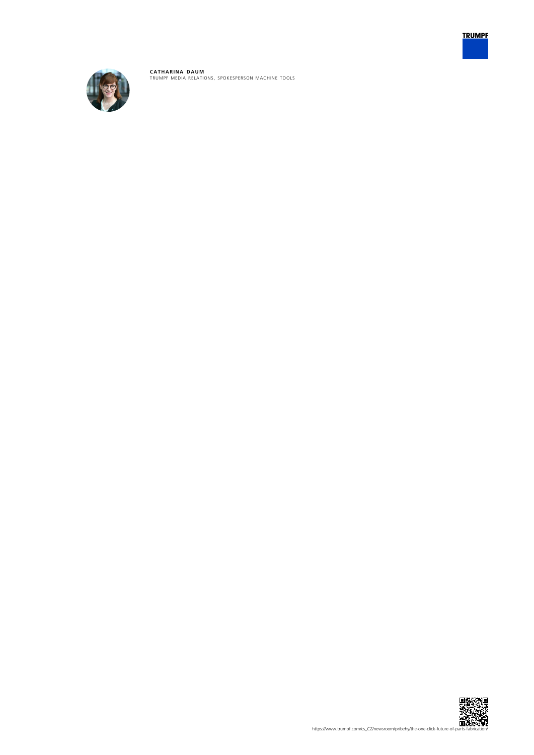**CATHARINA DAUM**
TRUMPF MEDIA RELATIONS, SPOKESPERSON MACHINE TOOLS